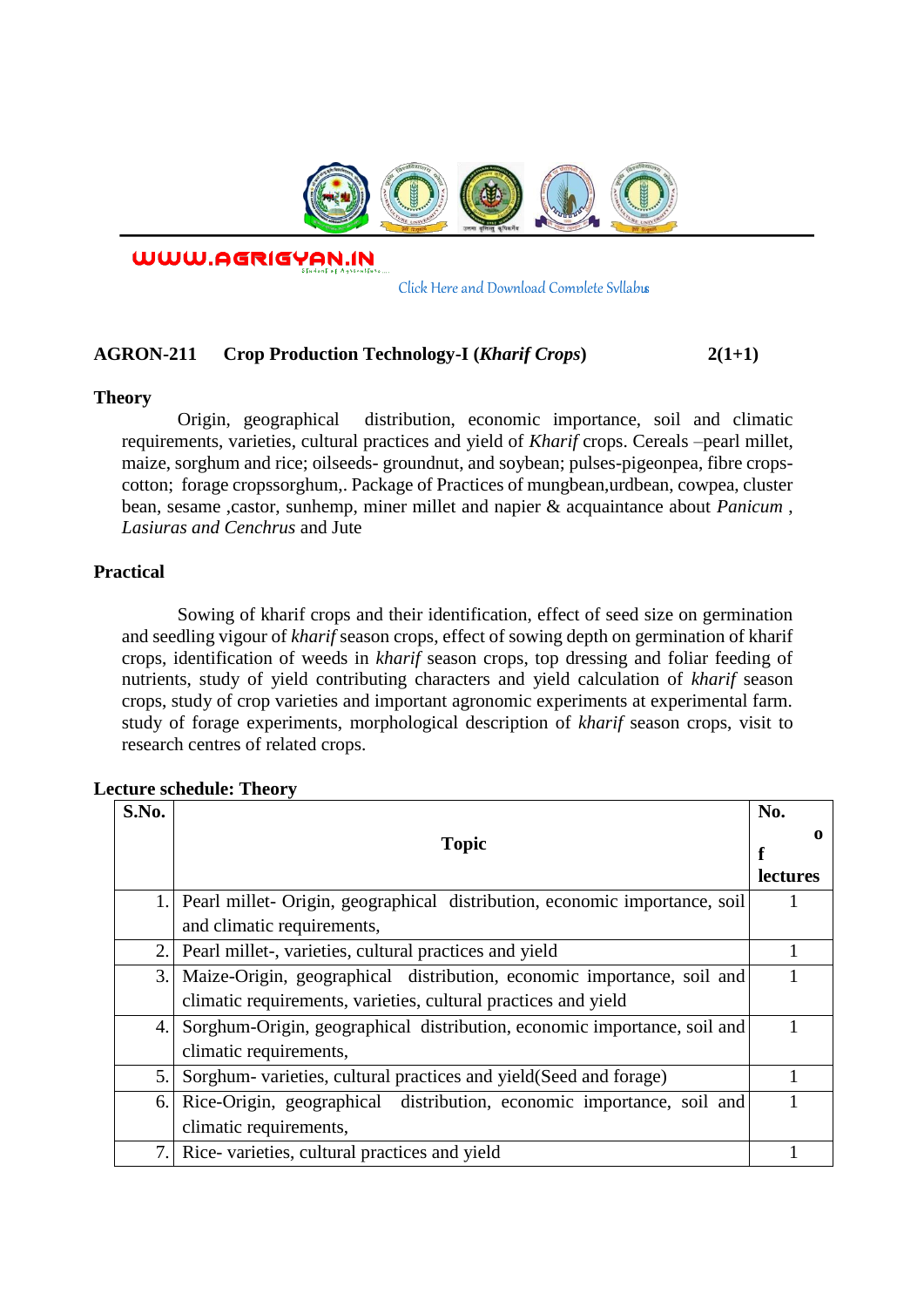WWW.AGRIGYAN.IN

Click Here and Download Complete Syllabus

**AGRON-211 Crop Production Technology-I (*Kharif Crops*) 2(1+1)**

**Theory**

Origin, geographical distribution, economic importance, soil and climatic requirements, varieties, cultural practices and yield of *Kharif* crops. Cereals –pearl millet, maize, sorghum and rice; oilseeds- groundnut, and soybean; pulses-pigeonpea, fibre crops-cotton; forage cropssorghum,. Package of Practices of mungbean,urdbean, cowpea, cluster bean, sesame ,castor, sunhemp, miner millet and napier & acquaintance about *Panicum* , *Lasiuras and Cenchrus* and Jute

**Practical**

Sowing of kharif crops and their identification, effect of seed size on germination and seedling vigour of *kharif* season crops, effect of sowing depth on germination of kharif crops, identification of weeds in *kharif* season crops, top dressing and foliar feeding of nutrients, study of yield contributing characters and yield calculation of *kharif* season crops, study of crop varieties and important agronomic experiments at experimental farm. study of forage experiments, morphological description of *kharif* season crops, visit to research centres of related crops.

**Lecture schedule: Theory**

| S.No. | Topic | No. of lectures |
|---|---|---|
| 1. | Pearl millet- Origin, geographical distribution, economic importance, soil and climatic requirements, | 1 |
| 2. | Pearl millet-, varieties, cultural practices and yield | 1 |
| 3. | Maize-Origin, geographical distribution, economic importance, soil and climatic requirements, varieties, cultural practices and yield | 1 |
| 4. | Sorghum-Origin, geographical distribution, economic importance, soil and climatic requirements, | 1 |
| 5. | Sorghum- varieties, cultural practices and yield(Seed and forage) | 1 |
| 6. | Rice-Origin, geographical distribution, economic importance, soil and climatic requirements, | 1 |
| 7. | Rice- varieties, cultural practices and yield | 1 |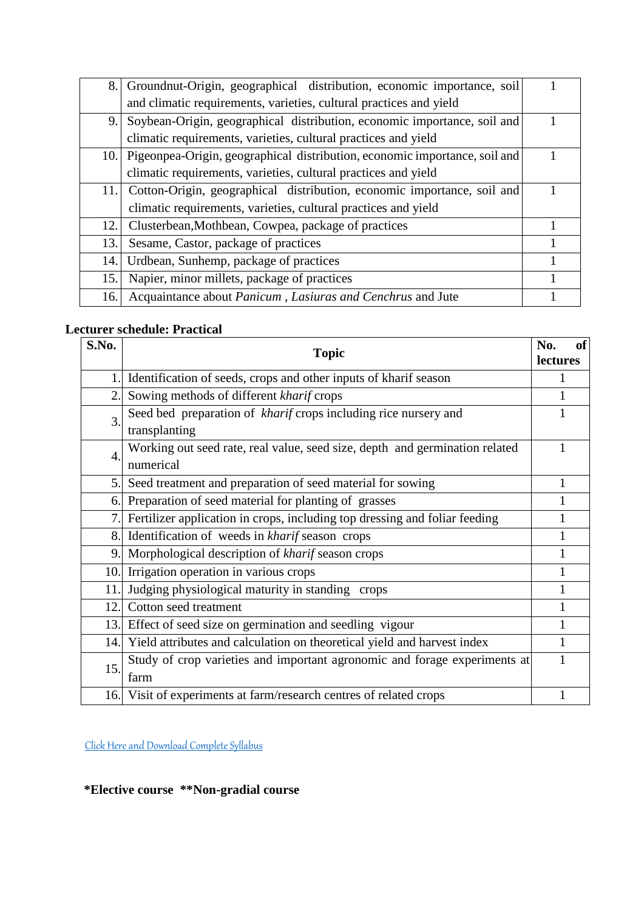| | | |
|---|---|---|
| 8. | Groundnut-Origin, geographical distribution, economic importance, soil and climatic requirements, varieties, cultural practices and yield | 1 |
| 9. | Soybean-Origin, geographical distribution, economic importance, soil and climatic requirements, varieties, cultural practices and yield | 1 |
| 10. | Pigeonpea-Origin, geographical distribution, economic importance, soil and climatic requirements, varieties, cultural practices and yield | 1 |
| 11. | Cotton-Origin, geographical distribution, economic importance, soil and climatic requirements, varieties, cultural practices and yield | 1 |
| 12. | Clusterbean,Mothbean, Cowpea, package of practices | 1 |
| 13. | Sesame, Castor, package of practices | 1 |
| 14. | Urdbean, Sunhemp, package of practices | 1 |
| 15. | Napier, minor millets, package of practices | 1 |
| 16. | Acquaintance about *Panicum* , *Lasiuras and Cenchrus* and Jute | 1 |

**Lecturer schedule: Practical**

| S.No. | Topic | No. of lectures |
|---|---|---|
| 1. | Identification of seeds, crops and other inputs of kharif season | 1 |
| 2. | Sowing methods of different *kharif* crops | 1 |
| 3. | Seed bed preparation of *kharif* crops including rice nursery and transplanting | 1 |
| 4. | Working out seed rate, real value, seed size, depth and germination related numerical | 1 |
| 5. | Seed treatment and preparation of seed material for sowing | 1 |
| 6. | Preparation of seed material for planting of grasses | 1 |
| 7. | Fertilizer application in crops, including top dressing and foliar feeding | 1 |
| 8. | Identification of weeds in *kharif* season crops | 1 |
| 9. | Morphological description of *kharif* season crops | 1 |
| 10. | Irrigation operation in various crops | 1 |
| 11. | Judging physiological maturity in standing crops | 1 |
| 12. | Cotton seed treatment | 1 |
| 13. | Effect of seed size on germination and seedling vigour | 1 |
| 14. | Yield attributes and calculation on theoretical yield and harvest index | 1 |
| 15. | Study of crop varieties and important agronomic and forage experiments at farm | 1 |
| 16. | Visit of experiments at farm/research centres of related crops | 1 |

Click Here and Download Complete Syllabus

**\*Elective course \*\*Non-gradial course**